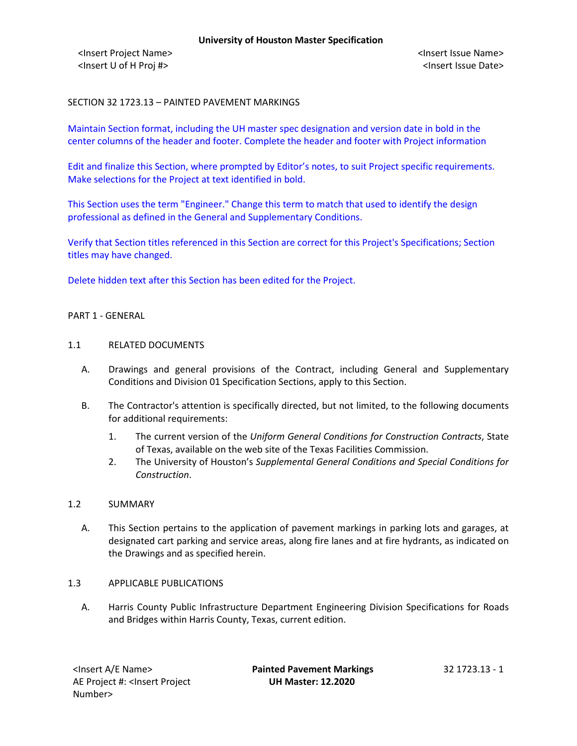SECTION 32 1723.13 – PAINTED PAVEMENT MARKINGS

Maintain Section format, including the UH master spec designation and version date in bold in the center columns of the header and footer. Complete the header and footer with Project information

Edit and finalize this Section, where prompted by Editor's notes, to suit Project specific requirements. Make selections for the Project at text identified in bold.

This Section uses the term "Engineer." Change this term to match that used to identify the design professional as defined in the General and Supplementary Conditions.

Verify that Section titles referenced in this Section are correct for this Project's Specifications; Section titles may have changed.

Delete hidden text after this Section has been edited for the Project.

## PART 1 - GENERAL

### 1.1 RELATED DOCUMENTS

A. Drawings and general provisions of the Contract, including General and Supplementary Conditions and Division 01 Specification Sections, apply to this Section.

B. The Contractor's attention is specifically directed, but not limited, to the following documents for additional requirements:

1. The current version of the *Uniform General Conditions for Construction Contracts*, State of Texas, available on the web site of the Texas Facilities Commission.
2. The University of Houston's *Supplemental General Conditions and Special Conditions for Construction*.

### 1.2 SUMMARY

A. This Section pertains to the application of pavement markings in parking lots and garages, at designated cart parking and service areas, along fire lanes and at fire hydrants, as indicated on the Drawings and as specified herein.

### 1.3 APPLICABLE PUBLICATIONS

A. Harris County Public Infrastructure Department Engineering Division Specifications for Roads and Bridges within Harris County, Texas, current edition.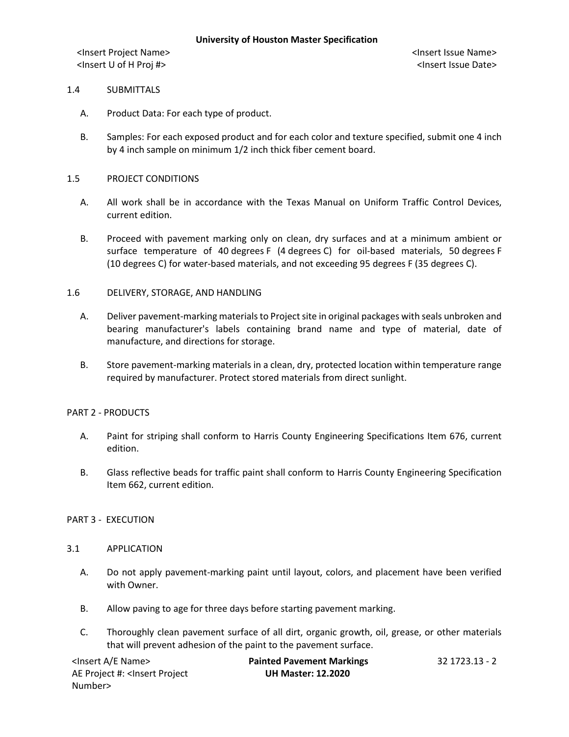## 1.4 SUBMITTALS

A. Product Data: For each type of product.

B. Samples: For each exposed product and for each color and texture specified, submit one 4 inch by 4 inch sample on minimum 1/2 inch thick fiber cement board.

## 1.5 PROJECT CONDITIONS

A. All work shall be in accordance with the Texas Manual on Uniform Traffic Control Devices, current edition.

B. Proceed with pavement marking only on clean, dry surfaces and at a minimum ambient or surface temperature of 40 degrees F (4 degrees C) for oil-based materials, 50 degrees F (10 degrees C) for water-based materials, and not exceeding 95 degrees F (35 degrees C).

## 1.6 DELIVERY, STORAGE, AND HANDLING

A. Deliver pavement-marking materials to Project site in original packages with seals unbroken and bearing manufacturer's labels containing brand name and type of material, date of manufacture, and directions for storage.

B. Store pavement-marking materials in a clean, dry, protected location within temperature range required by manufacturer. Protect stored materials from direct sunlight.

# PART 2 - PRODUCTS

A. Paint for striping shall conform to Harris County Engineering Specifications Item 676, current edition.

B. Glass reflective beads for traffic paint shall conform to Harris County Engineering Specification Item 662, current edition.

# PART 3 - EXECUTION

## 3.1 APPLICATION

A. Do not apply pavement-marking paint until layout, colors, and placement have been verified with Owner.

B. Allow paving to age for three days before starting pavement marking.

C. Thoroughly clean pavement surface of all dirt, organic growth, oil, grease, or other materials that will prevent adhesion of the paint to the pavement surface.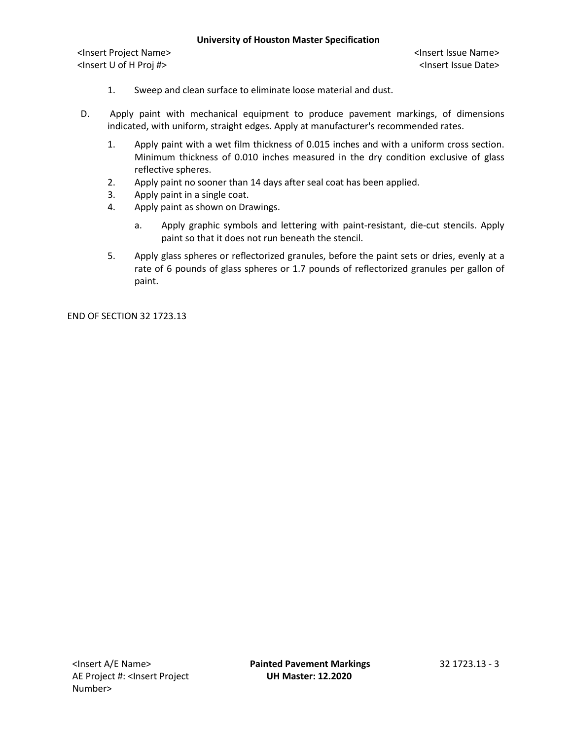1. Sweep and clean surface to eliminate loose material and dust.

D. Apply paint with mechanical equipment to produce pavement markings, of dimensions indicated, with uniform, straight edges. Apply at manufacturer's recommended rates.

1. Apply paint with a wet film thickness of 0.015 inches and with a uniform cross section. Minimum thickness of 0.010 inches measured in the dry condition exclusive of glass reflective spheres.
2. Apply paint no sooner than 14 days after seal coat has been applied.
3. Apply paint in a single coat.
4. Apply paint as shown on Drawings.
   a. Apply graphic symbols and lettering with paint-resistant, die-cut stencils. Apply paint so that it does not run beneath the stencil.
5. Apply glass spheres or reflectorized granules, before the paint sets or dries, evenly at a rate of 6 pounds of glass spheres or 1.7 pounds of reflectorized granules per gallon of paint.

END OF SECTION 32 1723.13